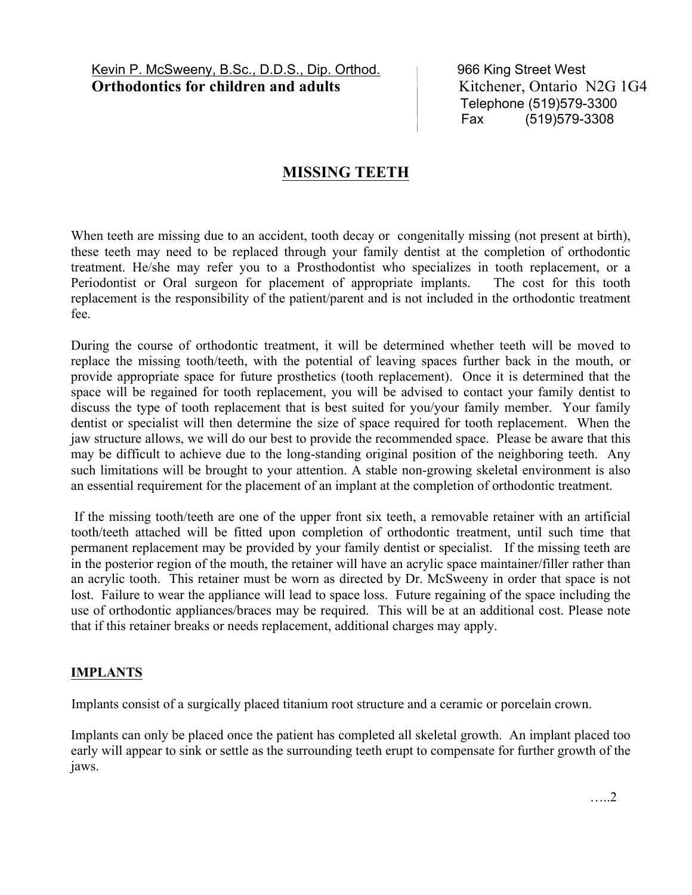Kevin P. McSweeny, B.Sc., D.D.S., Dip. Orthod.
**Orthodontics for children and adults**

966 King Street West
Kitchener, Ontario N2G 1G4
Telephone (519)579-3300
Fax (519)579-3308

# MISSING TEETH

When teeth are missing due to an accident, tooth decay or congenitally missing (not present at birth), these teeth may need to be replaced through your family dentist at the completion of orthodontic treatment. He/she may refer you to a Prosthodontist who specializes in tooth replacement, or a Periodontist or Oral surgeon for placement of appropriate implants. The cost for this tooth replacement is the responsibility of the patient/parent and is not included in the orthodontic treatment fee.

During the course of orthodontic treatment, it will be determined whether teeth will be moved to replace the missing tooth/teeth, with the potential of leaving spaces further back in the mouth, or provide appropriate space for future prosthetics (tooth replacement). Once it is determined that the space will be regained for tooth replacement, you will be advised to contact your family dentist to discuss the type of tooth replacement that is best suited for you/your family member. Your family dentist or specialist will then determine the size of space required for tooth replacement. When the jaw structure allows, we will do our best to provide the recommended space. Please be aware that this may be difficult to achieve due to the long-standing original position of the neighboring teeth. Any such limitations will be brought to your attention. A stable non-growing skeletal environment is also an essential requirement for the placement of an implant at the completion of orthodontic treatment.

If the missing tooth/teeth are one of the upper front six teeth, a removable retainer with an artificial tooth/teeth attached will be fitted upon completion of orthodontic treatment, until such time that permanent replacement may be provided by your family dentist or specialist. If the missing teeth are in the posterior region of the mouth, the retainer will have an acrylic space maintainer/filler rather than an acrylic tooth. This retainer must be worn as directed by Dr. McSweeny in order that space is not lost. Failure to wear the appliance will lead to space loss. Future regaining of the space including the use of orthodontic appliances/braces may be required. This will be at an additional cost. Please note that if this retainer breaks or needs replacement, additional charges may apply.

## IMPLANTS

Implants consist of a surgically placed titanium root structure and a ceramic or porcelain crown.

Implants can only be placed once the patient has completed all skeletal growth. An implant placed too early will appear to sink or settle as the surrounding teeth erupt to compensate for further growth of the jaws.

…..2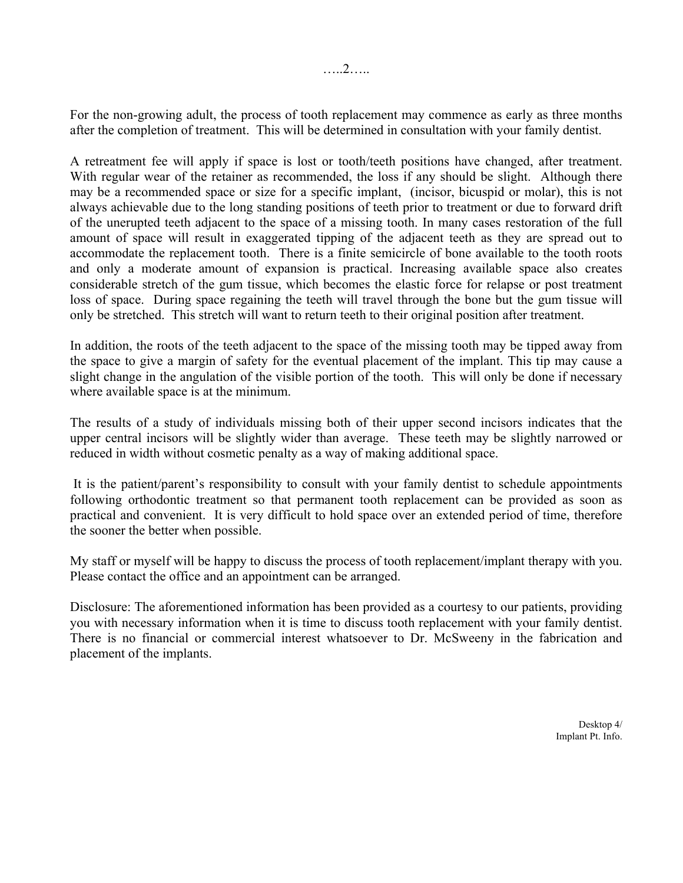For the non-growing adult, the process of tooth replacement may commence as early as three months after the completion of treatment. This will be determined in consultation with your family dentist.

A retreatment fee will apply if space is lost or tooth/teeth positions have changed, after treatment. With regular wear of the retainer as recommended, the loss if any should be slight. Although there may be a recommended space or size for a specific implant, (incisor, bicuspid or molar), this is not always achievable due to the long standing positions of teeth prior to treatment or due to forward drift of the unerupted teeth adjacent to the space of a missing tooth. In many cases restoration of the full amount of space will result in exaggerated tipping of the adjacent teeth as they are spread out to accommodate the replacement tooth. There is a finite semicircle of bone available to the tooth roots and only a moderate amount of expansion is practical. Increasing available space also creates considerable stretch of the gum tissue, which becomes the elastic force for relapse or post treatment loss of space. During space regaining the teeth will travel through the bone but the gum tissue will only be stretched. This stretch will want to return teeth to their original position after treatment.

In addition, the roots of the teeth adjacent to the space of the missing tooth may be tipped away from the space to give a margin of safety for the eventual placement of the implant. This tip may cause a slight change in the angulation of the visible portion of the tooth. This will only be done if necessary where available space is at the minimum.

The results of a study of individuals missing both of their upper second incisors indicates that the upper central incisors will be slightly wider than average. These teeth may be slightly narrowed or reduced in width without cosmetic penalty as a way of making additional space.

It is the patient/parent's responsibility to consult with your family dentist to schedule appointments following orthodontic treatment so that permanent tooth replacement can be provided as soon as practical and convenient. It is very difficult to hold space over an extended period of time, therefore the sooner the better when possible.

My staff or myself will be happy to discuss the process of tooth replacement/implant therapy with you. Please contact the office and an appointment can be arranged.

Disclosure: The aforementioned information has been provided as a courtesy to our patients, providing you with necessary information when it is time to discuss tooth replacement with your family dentist. There is no financial or commercial interest whatsoever to Dr. McSweeny in the fabrication and placement of the implants.

Desktop 4/
Implant Pt. Info.